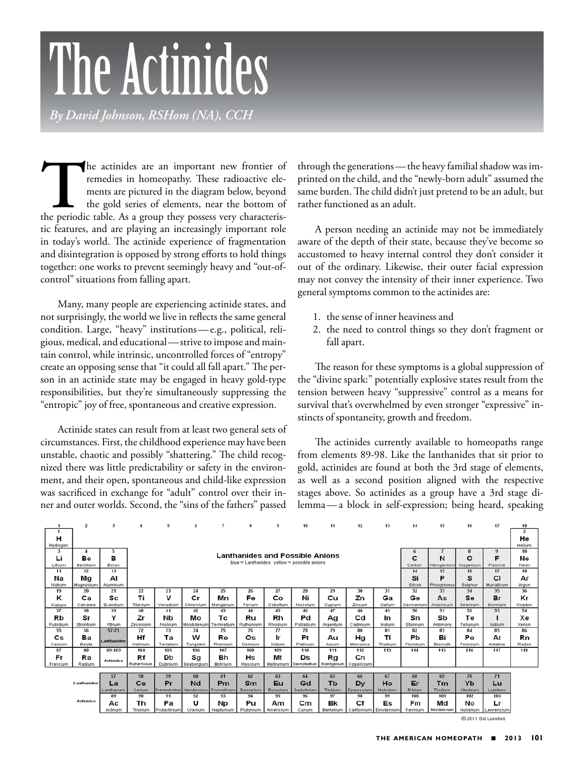# The Actinides

*By David Johnson, RSHom (NA), CCH*

The actinides are an important new frontier of remedies in homeopathy. These radioactive elements are pictured in the diagram below, beyond the gold series of elements, near the bottom of the periodic table. As a group they possess very characteristic features, and are playing an increasingly important role in today's world. The actinide experience of fragmentation and disintegration is opposed by strong efforts to hold things together: one works to prevent seemingly heavy and "out-of-control" situations from falling apart.

Many, many people are experiencing actinide states, and not surprisingly, the world we live in reflects the same general condition. Large, "heavy" institutions—e.g., political, religious, medical, and educational—strive to impose and maintain control, while intrinsic, uncontrolled forces of "entropy" create an opposing sense that "it could all fall apart." The person in an actinide state may be engaged in heavy gold-type responsibilities, but they're simultaneously suppressing the "entropic" joy of free, spontaneous and creative expression.

Actinide states can result from at least two general sets of circumstances. First, the childhood experience may have been unstable, chaotic and possibly "shattering." The child recognized there was little predictability or safety in the environment, and their open, spontaneous and child-like expression was sacrificed in exchange for "adult" control over their inner and outer worlds. Second, the "sins of the fathers" passed through the generations—the heavy familial shadow was imprinted on the child, and the "newly-born adult" assumed the same burden. The child didn't just pretend to be an adult, but rather functioned as an adult.

A person needing an actinide may not be immediately aware of the depth of their state, because they've become so accustomed to heavy internal control they don't consider it out of the ordinary. Likewise, their outer facial expression may not convey the intensity of their inner experience. Two general symptoms common to the actinides are:

1. the sense of inner heaviness and
2. the need to control things so they don't fragment or fall apart.

The reason for these symptoms is a global suppression of the "divine spark:" potentially explosive states result from the tension between heavy "suppressive" control as a means for survival that's overwhelmed by even stronger "expressive" instincts of spontaneity, growth and freedom.

The actinides currently available to homeopaths range from elements 89-98. Like the lanthanides that sit prior to gold, actinides are found at both the 3rd stage of elements, as well as a second position aligned with the respective stages above. So actinides as a group have a 3rd stage dilemma—a block in self-expression; being heard, speaking

**Lanthanides and Possible Anions**

blue = Lanthanides yellow = possible anions

| 1 | 2 | 3 | 4 | 5 | 6 | 7 | 8 | 9 | 10 | 11 | 12 | 13 | 14 | 15 | 16 | 17 | 18 |
|---|---|---|---|---|---|---|---|---|---|---|---|---|---|---|---|---|---|
| 1 H Hydrogen | | | | | | | | | | | | | | | | | 2 He Helium |
| 3 Li Lithium | 4 Be Berillium | 5 B Boron | | | | | | | | | | | 6 C Carbon | 7 N Nitrogenium | 8 O Oxygenium | 9 F Fluorine | 10 Ne Neon |
| 11 Na Natrum | 12 Mg Magnesium | 13 Al Aluminum | | | | | | | | | | | 14 Si Silicon | 15 P Phosphorus | 16 S Sulphur | 17 Cl Muriaticum | 18 Ar Argon |
| 19 K Kalium | 20 Ca Calcarea | 21 Sc Scandium | 22 Ti Titanium | 23 V Vanadium | 24 Cr Chromium | 25 Mn Manganum | 26 Fe Ferrum | 27 Co Cobaltum | 28 Ni Niccolum | 29 Cu Cuprum | 30 Zn Zincum | 31 Ga Gallium | 32 Ge Germanium | 33 As Arsenicum | 34 Se Selenium | 35 Br Bromium | 36 Kr Krypton |
| 37 Rb Rubidium | 38 Sr Strontium | 39 Y Yttrium | 40 Zr Zirconium | 41 Nb Niobium | 42 Mo Molybdenum | 43 Tc Technetium | 44 Ru Ruthenium | 45 Rh Rhodium | 46 Pd Palladium | 47 Ag Argentum | 48 Cd Cadmium | 49 In Indium | 50 Sn Stannum | 51 Sb Antimony | 52 Te Tellurium | 53 I Iodium | 54 Xe Xenon |
| 55 Cs Cesium | 56 Ba Baryta | 57-71 Lanthanides | 72 Hf Hafnium | 73 Ta Tantalum | 74 W Tungsten | 75 Re Rhenium | 76 Os Osmium | 77 Ir Iridium | 78 Pt Platinum | 79 Au Aurum | 80 Hg Mercurius | 81 Tl Thallium | 82 Pb Plumbum | 83 Bi Bismuth | 84 Po Polonium | 85 At Astatine | 86 Rn Radon |
| 87 Fr Francium | 88 Ra Radium | 89-103 Actinides | 104 Rf Rutherfordium | 105 Db Dubnium | 106 Sg Seaborgium | 107 Bh Bohrium | 108 Hs Hassium | 109 Mt Meitnerium | 110 Ds Darmstadtium | 111 Rg Roentgenium | 112 Cn Copernicium | 113 | 114 | 115 | 116 | 117 | 118 |

| | | | | | | | | | | | | | | | |
|---|---|---|---|---|---|---|---|---|---|---|---|---|---|---|---|
| Lanthanides | 57 La Lanthanum | 58 Ce Cerium | 59 Pr Praseodymium | 60 Nd Neodymium | 61 Pm Promethium | 62 Sm Samarium | 63 Eu Europium | 64 Gd Gadolinium | 65 Tb Terbium | 66 Dy Dysprosium | 67 Ho Holmium | 68 Er Erbium | 69 Tm Thulium | 70 Yb Ytterbium | 71 Lu Lutetium |
| Actinides | 89 Ac Actinium | 90 Th Thorium | 91 Pa Protactinium | 92 U Uranium | 93 Np Neptunium | 94 Pu Plutonium | 95 Am Americium | 96 Cm Curium | 97 Bk Berkelium | 98 Cf Californium | 99 Es Einsteinium | 100 Fm Fermium | 101 Md Mendelevium | 102 No Nobelium | 103 Lr Lawrencium |

©2011 Sid Lunsford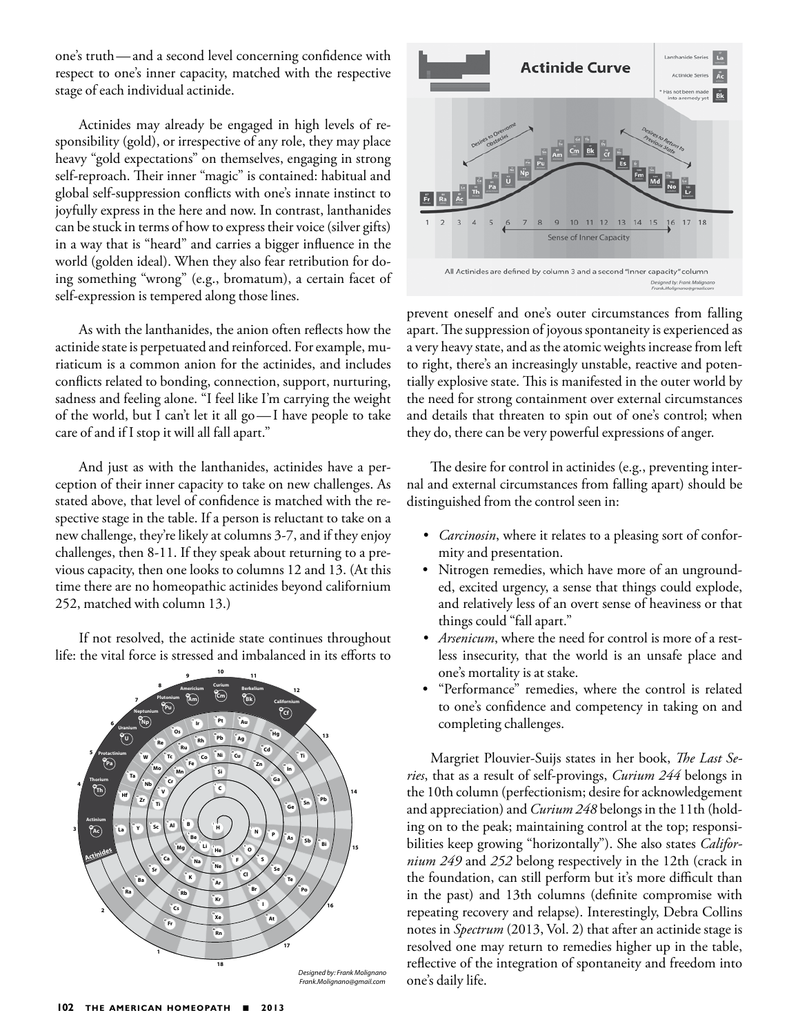one's truth—and a second level concerning confidence with respect to one's inner capacity, matched with the respective stage of each individual actinide.

Actinides may already be engaged in high levels of responsibility (gold), or irrespective of any role, they may place heavy "gold expectations" on themselves, engaging in strong self-reproach. Their inner "magic" is contained: habitual and global self-suppression conflicts with one's innate instinct to joyfully express in the here and now. In contrast, lanthanides can be stuck in terms of how to express their voice (silver gifts) in a way that is "heard" and carries a bigger influence in the world (golden ideal). When they also fear retribution for doing something "wrong" (e.g., bromatum), a certain facet of self-expression is tempered along those lines.

As with the lanthanides, the anion often reflects how the actinide state is perpetuated and reinforced. For example, muriaticum is a common anion for the actinides, and includes conflicts related to bonding, connection, support, nurturing, sadness and feeling alone. "I feel like I'm carrying the weight of the world, but I can't let it all go—I have people to take care of and if I stop it will all fall apart."

And just as with the lanthanides, actinides have a perception of their inner capacity to take on new challenges. As stated above, that level of confidence is matched with the respective stage in the table. If a person is reluctant to take on a new challenge, they're likely at columns 3-7, and if they enjoy challenges, then 8-11. If they speak about returning to a previous capacity, then one looks to columns 12 and 13. (At this time there are no homeopathic actinides beyond californium 252, matched with column 13.)

If not resolved, the actinide state continues throughout life: the vital force is stressed and imbalanced in its efforts to prevent oneself and one's outer circumstances from falling apart. The suppression of joyous spontaneity is experienced as a very heavy state, and as the atomic weights increase from left to right, there's an increasingly unstable, reactive and potentially explosive state. This is manifested in the outer world by the need for strong containment over external circumstances and details that threaten to spin out of one's control; when they do, there can be very powerful expressions of anger.

Designed by: Frank Molignano
Frank.Molignano@gmail.com

All Actinides are defined by column 3 and a second "Inner capacity" column

Designed by: Frank Molignano
Frank.Molignano@gmail.com

The desire for control in actinides (e.g., preventing internal and external circumstances from falling apart) should be distinguished from the control seen in:

- *Carcinosin*, where it relates to a pleasing sort of conformity and presentation.
- Nitrogen remedies, which have more of an ungrounded, excited urgency, a sense that things could explode, and relatively less of an overt sense of heaviness or that things could "fall apart."
- *Arsenicum*, where the need for control is more of a restless insecurity, that the world is an unsafe place and one's mortality is at stake.
- "Performance" remedies, where the control is related to one's confidence and competency in taking on and completing challenges.

Margriet Plouvier-Suijs states in her book, *The Last Series*, that as a result of self-provings, *Curium 244* belongs in the 10th column (perfectionism; desire for acknowledgement and appreciation) and *Curium 248* belongs in the 11th (holding on to the peak; maintaining control at the top; responsibilities keep growing "horizontally"). She also states *Californium 249* and *252* belong respectively in the 12th (crack in the foundation, can still perform but it's more difficult than in the past) and 13th columns (definite compromise with repeating recovery and relapse). Interestingly, Debra Collins notes in *Spectrum* (2013, Vol. 2) that after an actinide stage is resolved one may return to remedies higher up in the table, reflective of the integration of spontaneity and freedom into one's daily life.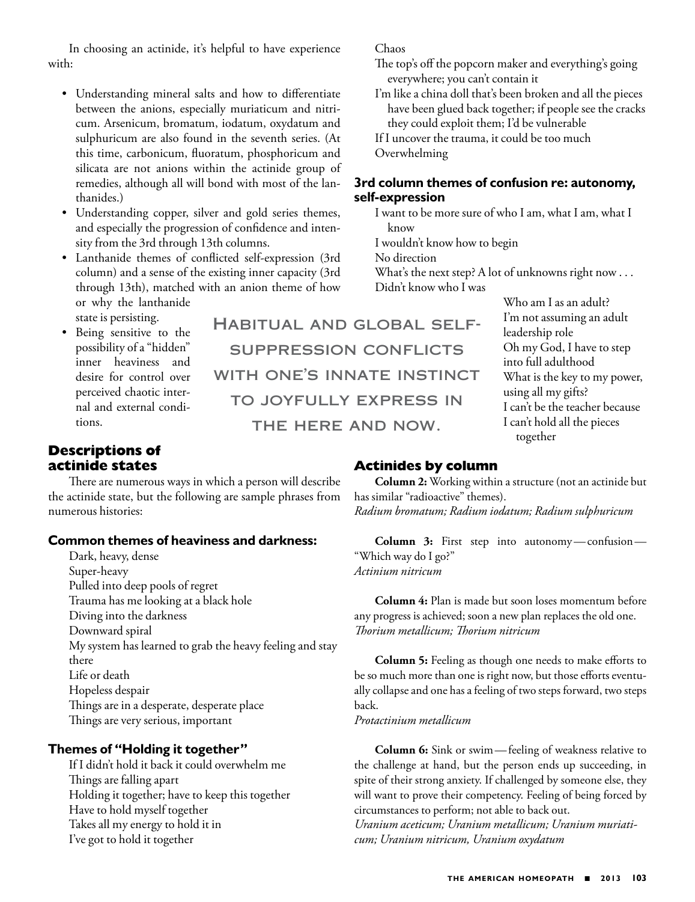In choosing an actinide, it's helpful to have experience with:

- Understanding mineral salts and how to differentiate between the anions, especially muriaticum and nitricum. Arsenicum, bromatum, iodatum, oxydatum and sulphuricum are also found in the seventh series. (At this time, carbonicum, fluoratum, phosphoricum and silicata are not anions within the actinide group of remedies, although all will bond with most of the lanthanides.)
- Understanding copper, silver and gold series themes, and especially the progression of confidence and intensity from the 3rd through 13th columns.
- Lanthanide themes of conflicted self-expression (3rd column) and a sense of the existing inner capacity (3rd through 13th), matched with an anion theme of how or why the lanthanide state is persisting.
- Being sensitive to the possibility of a "hidden" inner heaviness and desire for control over perceived chaotic internal and external conditions.

> Habitual and global self-suppression conflicts with one's innate instinct to joyfully express in the here and now.

## Descriptions of actinide states

There are numerous ways in which a person will describe the actinide state, but the following are sample phrases from numerous histories:

### Common themes of heaviness and darkness:

Dark, heavy, dense
Super-heavy
Pulled into deep pools of regret
Trauma has me looking at a black hole
Diving into the darkness
Downward spiral
My system has learned to grab the heavy feeling and stay there
Life or death
Hopeless despair
Things are in a desperate, desperate place
Things are very serious, important

### Themes of "Holding it together"

If I didn't hold it back it could overwhelm me
Things are falling apart
Holding it together; have to keep this together
Have to hold myself together
Takes all my energy to hold it in
I've got to hold it together
Chaos
The top's off the popcorn maker and everything's going everywhere; you can't contain it
I'm like a china doll that's been broken and all the pieces have been glued back together; if people see the cracks they could exploit them; I'd be vulnerable
If I uncover the trauma, it could be too much
Overwhelming

### 3rd column themes of confusion re: autonomy, self-expression

I want to be more sure of who I am, what I am, what I know
I wouldn't know how to begin
No direction
What's the next step? A lot of unknowns right now . . .
Didn't know who I was
Who am I as an adult?
I'm not assuming an adult leadership role
Oh my God, I have to step into full adulthood
What is the key to my power, using all my gifts?
I can't be the teacher because I can't hold all the pieces together

## Actinides by column

**Column 2:** Working within a structure (not an actinide but has similar "radioactive" themes).
*Radium bromatum; Radium iodatum; Radium sulphuricum*

**Column 3:** First step into autonomy—confusion—"Which way do I go?"
*Actinium nitricum*

**Column 4:** Plan is made but soon loses momentum before any progress is achieved; soon a new plan replaces the old one.
*Thorium metallicum; Thorium nitricum*

**Column 5:** Feeling as though one needs to make efforts to be so much more than one is right now, but those efforts eventually collapse and one has a feeling of two steps forward, two steps back.
*Protactinium metallicum*

**Column 6:** Sink or swim—feeling of weakness relative to the challenge at hand, but the person ends up succeeding, in spite of their strong anxiety. If challenged by someone else, they will want to prove their competency. Feeling of being forced by circumstances to perform; not able to back out.
*Uranium aceticum; Uranium metallicum; Uranium muriaticum; Uranium nitricum, Uranium oxydatum*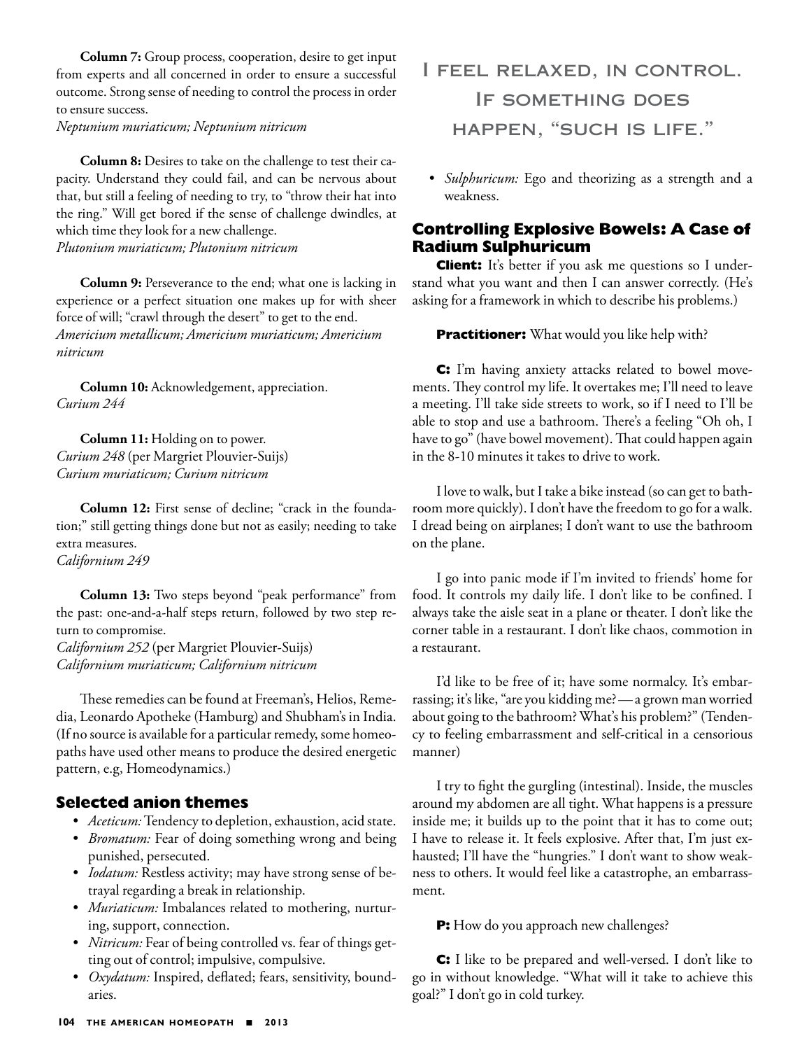**Column 7:** Group process, cooperation, desire to get input from experts and all concerned in order to ensure a successful outcome. Strong sense of needing to control the process in order to ensure success.
*Neptunium muriaticum; Neptunium nitricum*

**Column 8:** Desires to take on the challenge to test their capacity. Understand they could fail, and can be nervous about that, but still a feeling of needing to try, to "throw their hat into the ring." Will get bored if the sense of challenge dwindles, at which time they look for a new challenge.
*Plutonium muriaticum; Plutonium nitricum*

**Column 9:** Perseverance to the end; what one is lacking in experience or a perfect situation one makes up for with sheer force of will; "crawl through the desert" to get to the end.
*Americium metallicum; Americium muriaticum; Americium nitricum*

**Column 10:** Acknowledgement, appreciation.
*Curium 244*

**Column 11:** Holding on to power.
*Curium 248* (per Margriet Plouvier-Suijs)
*Curium muriaticum; Curium nitricum*

**Column 12:** First sense of decline; "crack in the foundation;" still getting things done but not as easily; needing to take extra measures.
*Californium 249*

**Column 13:** Two steps beyond "peak performance" from the past: one-and-a-half steps return, followed by two step return to compromise.
*Californium 252* (per Margriet Plouvier-Suijs)
*Californium muriaticum; Californium nitricum*

These remedies can be found at Freeman's, Helios, Remedia, Leonardo Apotheke (Hamburg) and Shubham's in India. (If no source is available for a particular remedy, some homeopaths have used other means to produce the desired energetic pattern, e.g, Homeodynamics.)

## Selected anion themes

- *Aceticum:* Tendency to depletion, exhaustion, acid state.
- *Bromatum:* Fear of doing something wrong and being punished, persecuted.
- *Iodatum:* Restless activity; may have strong sense of betrayal regarding a break in relationship.
- *Muriaticum:* Imbalances related to mothering, nurturing, support, connection.
- *Nitricum:* Fear of being controlled vs. fear of things getting out of control; impulsive, compulsive.
- *Oxydatum:* Inspired, deflated; fears, sensitivity, boundaries.
- *Sulphuricum:* Ego and theorizing as a strength and a weakness.

> I feel relaxed, in control. If something does happen, "such is life."

## Controlling Explosive Bowels: A Case of Radium Sulphuricum

**Client:** It's better if you ask me questions so I understand what you want and then I can answer correctly. (He's asking for a framework in which to describe his problems.)

**Practitioner:** What would you like help with?

**C:** I'm having anxiety attacks related to bowel movements. They control my life. It overtakes me; I'll need to leave a meeting. I'll take side streets to work, so if I need to I'll be able to stop and use a bathroom. There's a feeling "Oh oh, I have to go" (have bowel movement). That could happen again in the 8-10 minutes it takes to drive to work.

I love to walk, but I take a bike instead (so can get to bathroom more quickly). I don't have the freedom to go for a walk. I dread being on airplanes; I don't want to use the bathroom on the plane.

I go into panic mode if I'm invited to friends' home for food. It controls my daily life. I don't like to be confined. I always take the aisle seat in a plane or theater. I don't like the corner table in a restaurant. I don't like chaos, commotion in a restaurant.

I'd like to be free of it; have some normalcy. It's embarrassing; it's like, "are you kidding me?—a grown man worried about going to the bathroom? What's his problem?" (Tendency to feeling embarrassment and self-critical in a censorious manner)

I try to fight the gurgling (intestinal). Inside, the muscles around my abdomen are all tight. What happens is a pressure inside me; it builds up to the point that it has to come out; I have to release it. It feels explosive. After that, I'm just exhausted; I'll have the "hungries." I don't want to show weakness to others. It would feel like a catastrophe, an embarrassment.

**P:** How do you approach new challenges?

**C:** I like to be prepared and well-versed. I don't like to go in without knowledge. "What will it take to achieve this goal?" I don't go in cold turkey.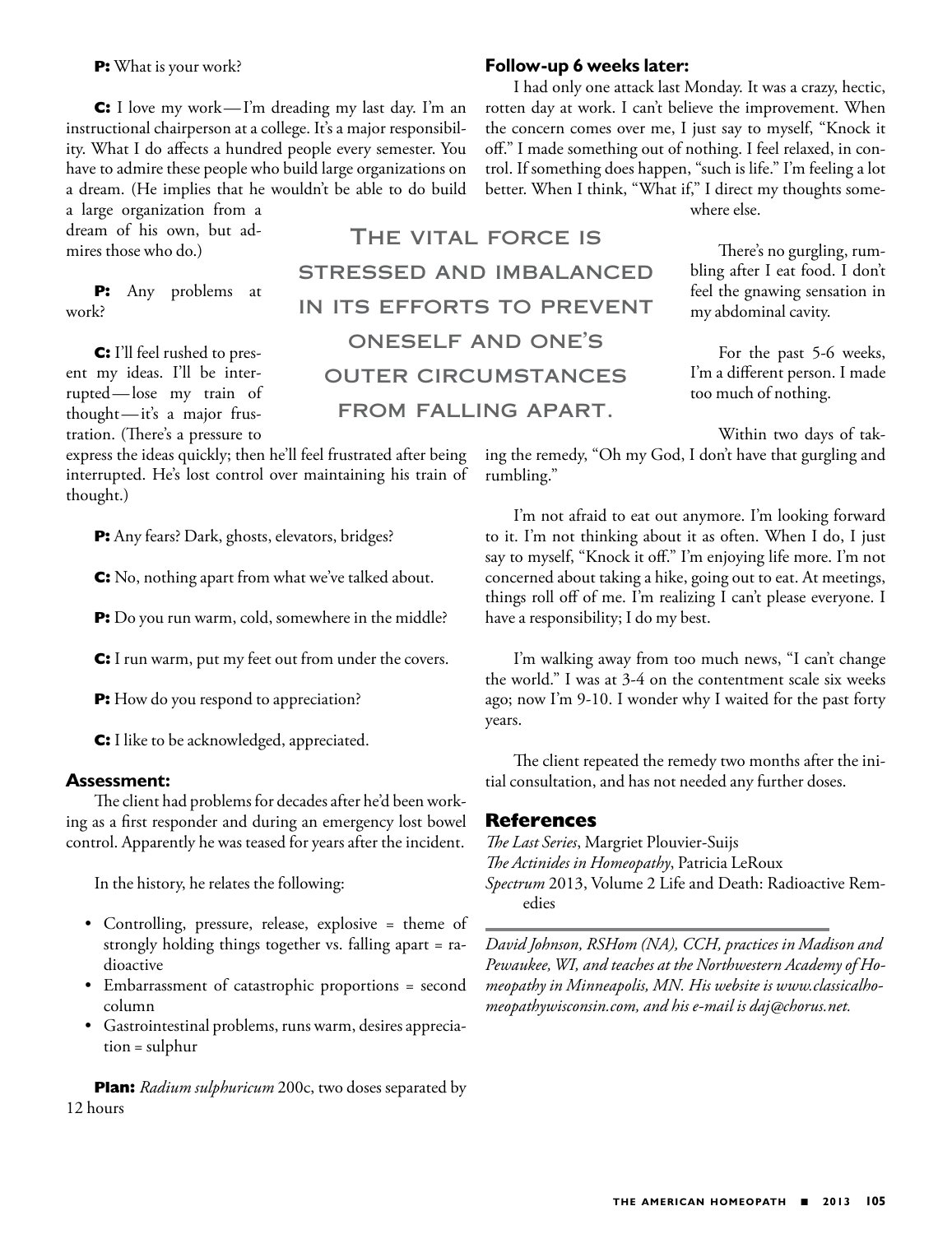**P:** What is your work?

**C:** I love my work—I'm dreading my last day. I'm an instructional chairperson at a college. It's a major responsibility. What I do affects a hundred people every semester. You have to admire these people who build large organizations on a dream. (He implies that he wouldn't be able to do build a large organization from a dream of his own, but admires those who do.)

**P:** Any problems at work?

**C:** I'll feel rushed to present my ideas. I'll be interrupted—lose my train of thought—it's a major frustration. (There's a pressure to express the ideas quickly; then he'll feel frustrated after being interrupted. He's lost control over maintaining his train of thought.)

**P:** Any fears? Dark, ghosts, elevators, bridges?

**C:** No, nothing apart from what we've talked about.

**P:** Do you run warm, cold, somewhere in the middle?

**C:** I run warm, put my feet out from under the covers.

**P:** How do you respond to appreciation?

**C:** I like to be acknowledged, appreciated.

### Assessment:

The client had problems for decades after he'd been working as a first responder and during an emergency lost bowel control. Apparently he was teased for years after the incident.

In the history, he relates the following:

- Controlling, pressure, release, explosive = theme of strongly holding things together vs. falling apart = radioactive
- Embarrassment of catastrophic proportions = second column
- Gastrointestinal problems, runs warm, desires appreciation = sulphur

**Plan:** *Radium sulphuricum* 200c, two doses separated by 12 hours

### Follow-up 6 weeks later:

I had only one attack last Monday. It was a crazy, hectic, rotten day at work. I can't believe the improvement. When the concern comes over me, I just say to myself, "Knock it off." I made something out of nothing. I feel relaxed, in control. If something does happen, "such is life." I'm feeling a lot better. When I think, "What if," I direct my thoughts somewhere else.

There's no gurgling, rumbling after I eat food. I don't feel the gnawing sensation in my abdominal cavity.

For the past 5-6 weeks, I'm a different person. I made too much of nothing.

Within two days of taking the remedy, "Oh my God, I don't have that gurgling and rumbling."

I'm not afraid to eat out anymore. I'm looking forward to it. I'm not thinking about it as often. When I do, I just say to myself, "Knock it off." I'm enjoying life more. I'm not concerned about taking a hike, going out to eat. At meetings, things roll off of me. I'm realizing I can't please everyone. I have a responsibility; I do my best.

I'm walking away from too much news, "I can't change the world." I was at 3-4 on the contentment scale six weeks ago; now I'm 9-10. I wonder why I waited for the past forty years.

The client repeated the remedy two months after the initial consultation, and has not needed any further doses.

> THE VITAL FORCE IS STRESSED AND IMBALANCED IN ITS EFFORTS TO PREVENT ONESELF AND ONE'S OUTER CIRCUMSTANCES FROM FALLING APART.

## References

*The Last Series*, Margriet Plouvier-Suijs
*The Actinides in Homeopathy*, Patricia LeRoux
*Spectrum* 2013, Volume 2 Life and Death: Radioactive Remedies

---

*David Johnson, RSHom (NA), CCH, practices in Madison and Pewaukee, WI, and teaches at the Northwestern Academy of Homeopathy in Minneapolis, MN. His website is www.classicalhomeopathywisconsin.com, and his e-mail is daj@chorus.net.*